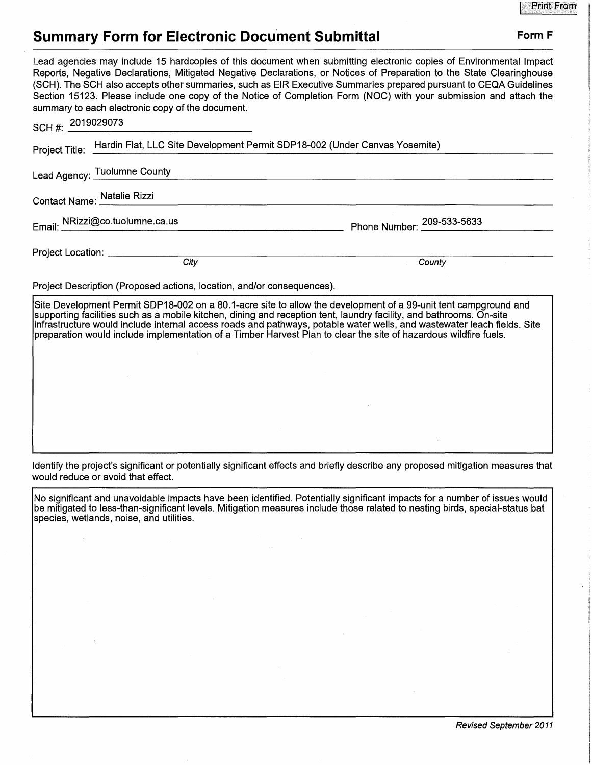Print From

# Summary Form for Electronic Document Submittal

**Form F**

Lead agencies may include 15 hardcopies of this document when submitting electronic copies of Environmental Impact Reports, Negative Declarations, Mitigated Negative Declarations, or Notices of Preparation to the State Clearinghouse (SCH). The SCH also accepts other summaries, such as EIR Executive Summaries prepared pursuant to CEQA Guidelines Section 15123. Please include one copy of the Notice of Completion Form (NOC) with your submission and attach the summary to each electronic copy of the document.

SCH #: 2019029073

Project Title: Hardin Flat, LLC Site Development Permit SDP18-002 (Under Canvas Yosemite)

Lead Agency: Tuolumne County

Contact Name: Natalie Rizzi

Email: NRizzi@co.tuolumne.ca.us

Phone Number: 209-533-5633

Project Location: ______________________
*City* ______________________ *County*

Project Description (Proposed actions, location, and/or consequences).

Site Development Permit SDP18-002 on a 80.1-acre site to allow the development of a 99-unit tent campground and supporting facilities such as a mobile kitchen, dining and reception tent, laundry facility, and bathrooms. On-site infrastructure would include internal access roads and pathways, potable water wells, and wastewater leach fields. Site preparation would include implementation of a Timber Harvest Plan to clear the site of hazardous wildfire fuels.

Identify the project's significant or potentially significant effects and briefly describe any proposed mitigation measures that would reduce or avoid that effect.

No significant and unavoidable impacts have been identified. Potentially significant impacts for a number of issues would be mitigated to less-than-significant levels. Mitigation measures include those related to nesting birds, special-status bat species, wetlands, noise, and utilities.

*Revised September 2011*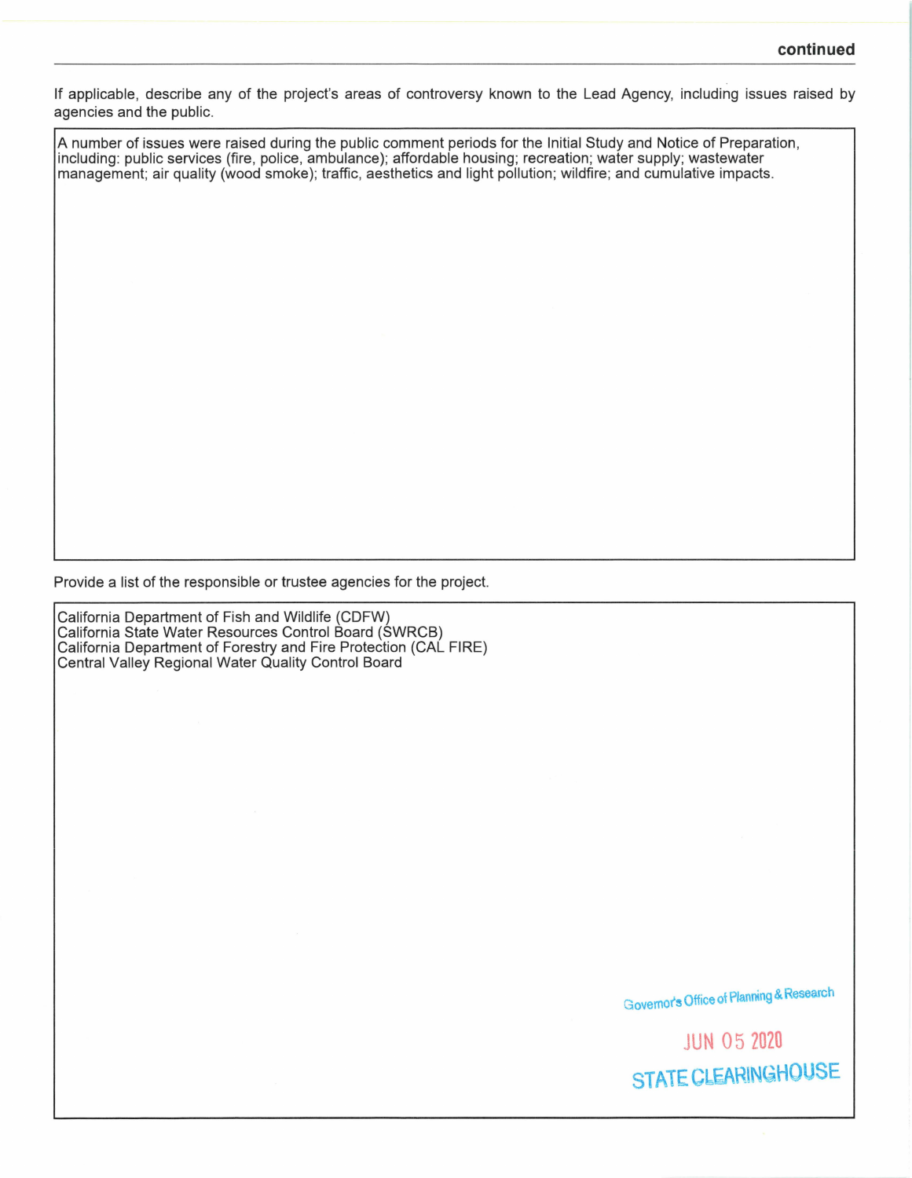**continued**

If applicable, describe any of the project's areas of controversy known to the Lead Agency, including issues raised by agencies and the public.

A number of issues were raised during the public comment periods for the Initial Study and Notice of Preparation, including: public services (fire, police, ambulance); affordable housing; recreation; water supply; wastewater management; air quality (wood smoke); traffic, aesthetics and light pollution; wildfire; and cumulative impacts.

Provide a list of the responsible or trustee agencies for the project.

California Department of Fish and Wildlife (CDFW)
California State Water Resources Control Board (SWRCB)
California Department of Forestry and Fire Protection (CAL FIRE)
Central Valley Regional Water Quality Control Board

Governor's Office of Planning & Research

JUN 05 2020

STATE CLEARINGHOUSE